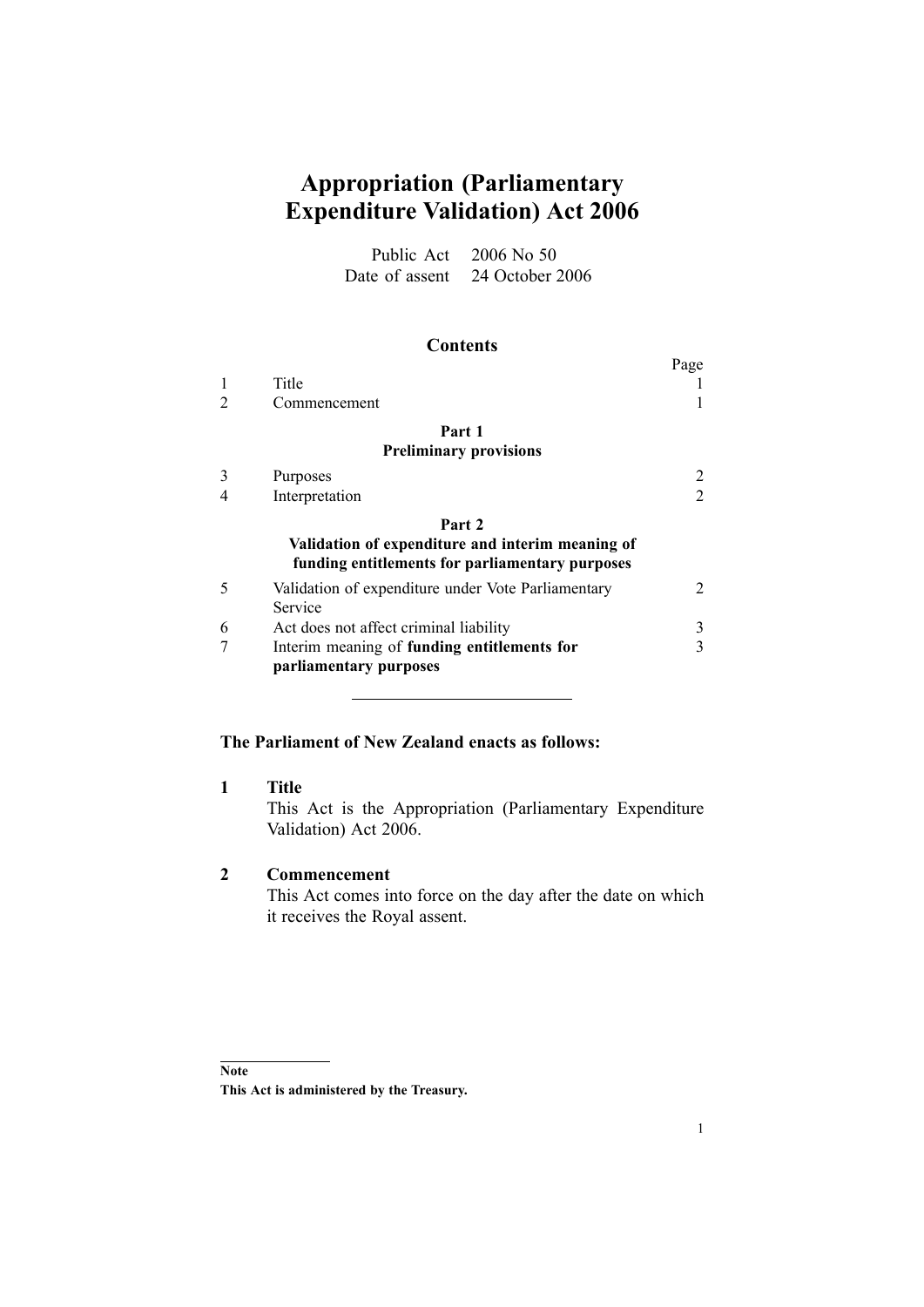# Appropriation (Parliamentary Expenditure Validation) Act 2006

Public Act 2006 No 50
Date of assent 24 October 2006

## Contents

| | | Page |
|---|---|---|
| 1 | Title | 1 |
| 2 | Commencement | 1 |
| | **Part 1** **Preliminary provisions** | |
| 3 | Purposes | 2 |
| 4 | Interpretation | 2 |
| | **Part 2** **Validation of expenditure and interim meaning of funding entitlements for parliamentary purposes** | |
| 5 | Validation of expenditure under Vote Parliamentary Service | 2 |
| 6 | Act does not affect criminal liability | 3 |
| 7 | Interim meaning of **funding entitlements for parliamentary purposes** | 3 |

**The Parliament of New Zealand enacts as follows:**

### 1 Title

This Act is the Appropriation (Parliamentary Expenditure Validation) Act 2006.

### 2 Commencement

This Act comes into force on the day after the date on which it receives the Royal assent.

**Note**
**This Act is administered by the Treasury.**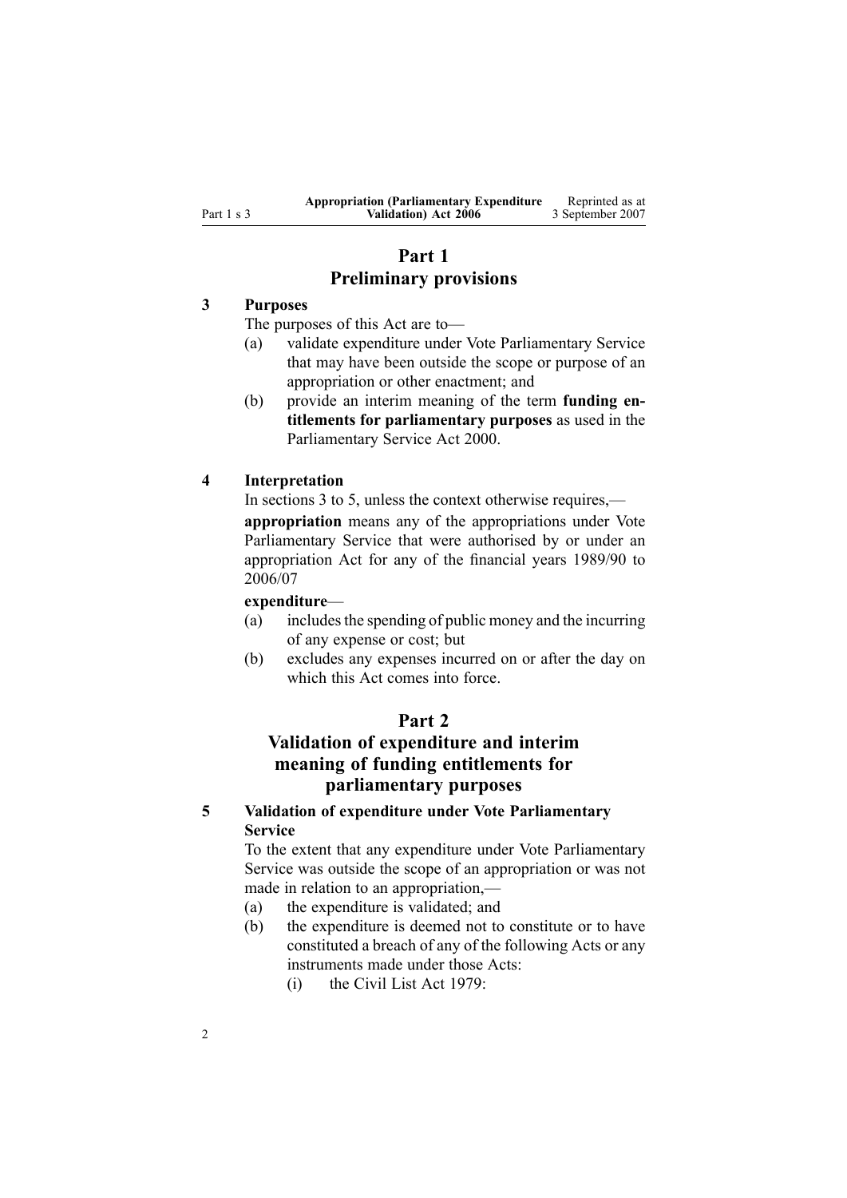## Part 1
## Preliminary provisions

### 3 Purposes

The purposes of this Act are to—

- (a) validate expenditure under Vote Parliamentary Service that may have been outside the scope or purpose of an appropriation or other enactment; and
- (b) provide an interim meaning of the term **funding entitlements for parliamentary purposes** as used in the Parliamentary Service Act 2000.

### 4 Interpretation

In sections 3 to 5, unless the context otherwise requires,—

**appropriation** means any of the appropriations under Vote Parliamentary Service that were authorised by or under an appropriation Act for any of the financial years 1989/90 to 2006/07

**expenditure**—

- (a) includes the spending of public money and the incurring of any expense or cost; but
- (b) excludes any expenses incurred on or after the day on which this Act comes into force.

## Part 2
## Validation of expenditure and interim meaning of funding entitlements for parliamentary purposes

### 5 Validation of expenditure under Vote Parliamentary Service

To the extent that any expenditure under Vote Parliamentary Service was outside the scope of an appropriation or was not made in relation to an appropriation,—

- (a) the expenditure is validated; and
- (b) the expenditure is deemed not to constitute or to have constituted a breach of any of the following Acts or any instruments made under those Acts:
  - (i) the Civil List Act 1979: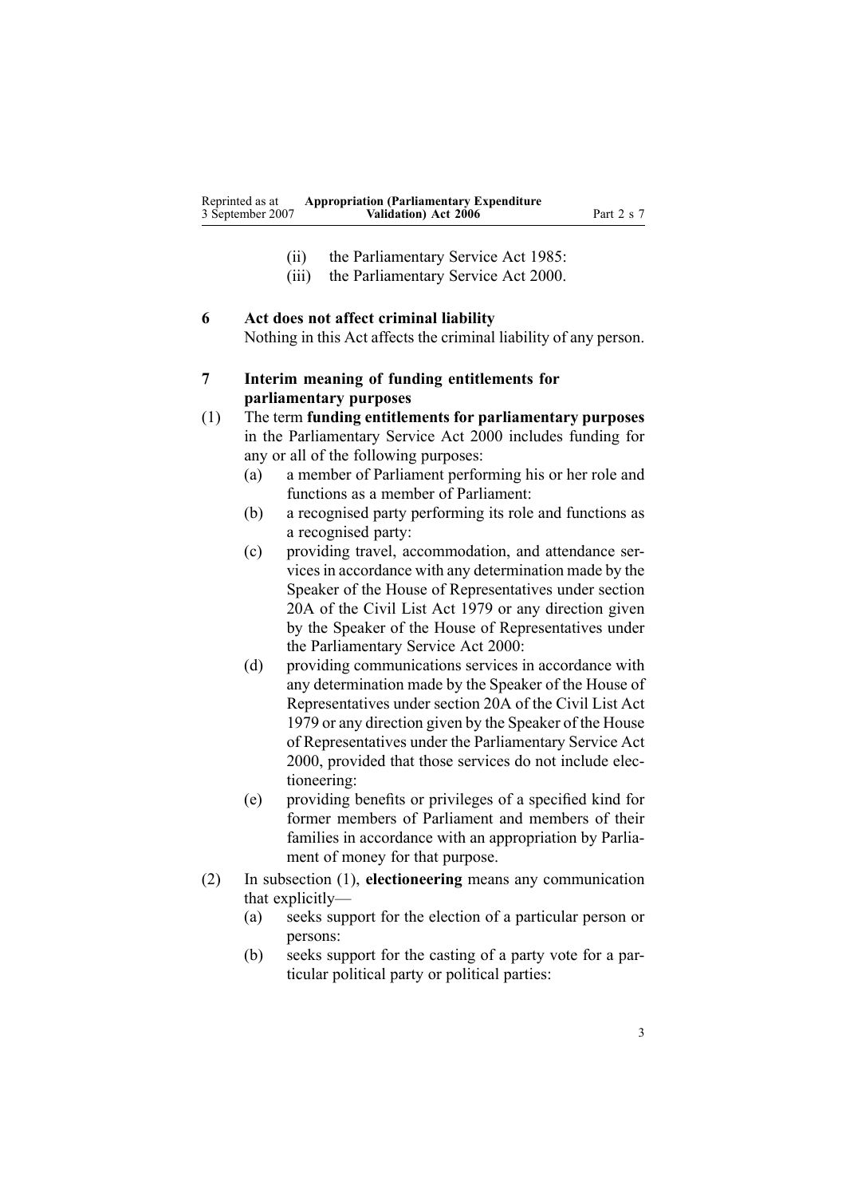(ii) the Parliamentary Service Act 1985:

(iii) the Parliamentary Service Act 2000.

### 6 Act does not affect criminal liability

Nothing in this Act affects the criminal liability of any person.

### 7 Interim meaning of funding entitlements for parliamentary purposes

(1) The term **funding entitlements for parliamentary purposes** in the Parliamentary Service Act 2000 includes funding for any or all of the following purposes:

- (a) a member of Parliament performing his or her role and functions as a member of Parliament:
- (b) a recognised party performing its role and functions as a recognised party:
- (c) providing travel, accommodation, and attendance services in accordance with any determination made by the Speaker of the House of Representatives under section 20A of the Civil List Act 1979 or any direction given by the Speaker of the House of Representatives under the Parliamentary Service Act 2000:
- (d) providing communications services in accordance with any determination made by the Speaker of the House of Representatives under section 20A of the Civil List Act 1979 or any direction given by the Speaker of the House of Representatives under the Parliamentary Service Act 2000, provided that those services do not include electioneering:
- (e) providing benefits or privileges of a specified kind for former members of Parliament and members of their families in accordance with an appropriation by Parliament of money for that purpose.

(2) In subsection (1), **electioneering** means any communication that explicitly—

- (a) seeks support for the election of a particular person or persons:
- (b) seeks support for the casting of a party vote for a particular political party or political parties: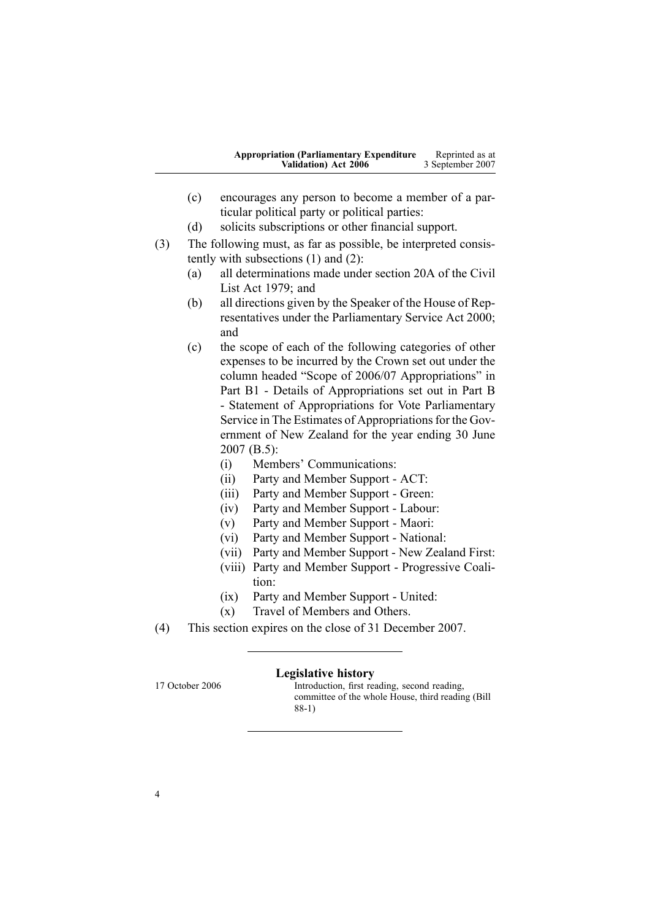- (c) encourages any person to become a member of a particular political party or political parties:
- (d) solicits subscriptions or other financial support.

(3) The following must, as far as possible, be interpreted consistently with subsections (1) and (2):

- (a) all determinations made under section 20A of the Civil List Act 1979; and
- (b) all directions given by the Speaker of the House of Representatives under the Parliamentary Service Act 2000; and
- (c) the scope of each of the following categories of other expenses to be incurred by the Crown set out under the column headed "Scope of 2006/07 Appropriations" in Part B1 - Details of Appropriations set out in Part B - Statement of Appropriations for Vote Parliamentary Service in The Estimates of Appropriations for the Government of New Zealand for the year ending 30 June 2007 (B.5):
  - (i) Members' Communications:
  - (ii) Party and Member Support - ACT:
  - (iii) Party and Member Support - Green:
  - (iv) Party and Member Support - Labour:
  - (v) Party and Member Support - Maori:
  - (vi) Party and Member Support - National:
  - (vii) Party and Member Support - New Zealand First:
  - (viii) Party and Member Support - Progressive Coalition:
  - (ix) Party and Member Support - United:
  - (x) Travel of Members and Others.

(4) This section expires on the close of 31 December 2007.

---

## Legislative history

| | |
|---|---|
| 17 October 2006 | Introduction, first reading, second reading, committee of the whole House, third reading (Bill 88-1) |

---